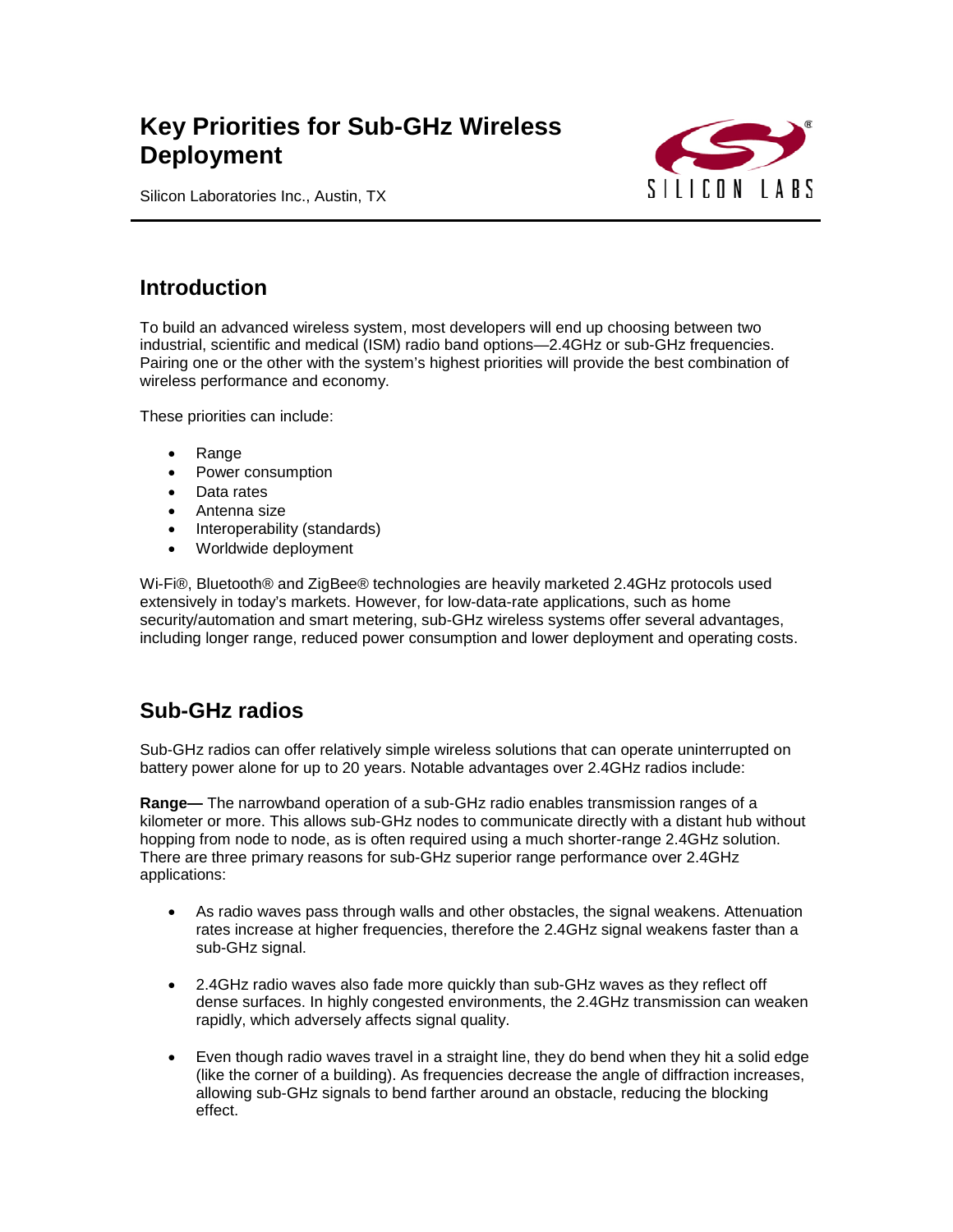# Key Priorities for Sub-GHz Wireless Deployment

Silicon Laboratories Inc., Austin, TX

## Introduction

To build an advanced wireless system, most developers will end up choosing between two industrial, scientific and medical (ISM) radio band options—2.4GHz or sub-GHz frequencies. Pairing one or the other with the system's highest priorities will provide the best combination of wireless performance and economy.

These priorities can include:

- Range
- Power consumption
- Data rates
- Antenna size
- Interoperability (standards)
- Worldwide deployment

Wi-Fi®, Bluetooth® and ZigBee® technologies are heavily marketed 2.4GHz protocols used extensively in today's markets. However, for low-data-rate applications, such as home security/automation and smart metering, sub-GHz wireless systems offer several advantages, including longer range, reduced power consumption and lower deployment and operating costs.

## Sub-GHz radios

Sub-GHz radios can offer relatively simple wireless solutions that can operate uninterrupted on battery power alone for up to 20 years. Notable advantages over 2.4GHz radios include:

**Range—** The narrowband operation of a sub-GHz radio enables transmission ranges of a kilometer or more. This allows sub-GHz nodes to communicate directly with a distant hub without hopping from node to node, as is often required using a much shorter-range 2.4GHz solution. There are three primary reasons for sub-GHz superior range performance over 2.4GHz applications:

- As radio waves pass through walls and other obstacles, the signal weakens. Attenuation rates increase at higher frequencies, therefore the 2.4GHz signal weakens faster than a sub-GHz signal.

- 2.4GHz radio waves also fade more quickly than sub-GHz waves as they reflect off dense surfaces. In highly congested environments, the 2.4GHz transmission can weaken rapidly, which adversely affects signal quality.

- Even though radio waves travel in a straight line, they do bend when they hit a solid edge (like the corner of a building). As frequencies decrease the angle of diffraction increases, allowing sub-GHz signals to bend farther around an obstacle, reducing the blocking effect.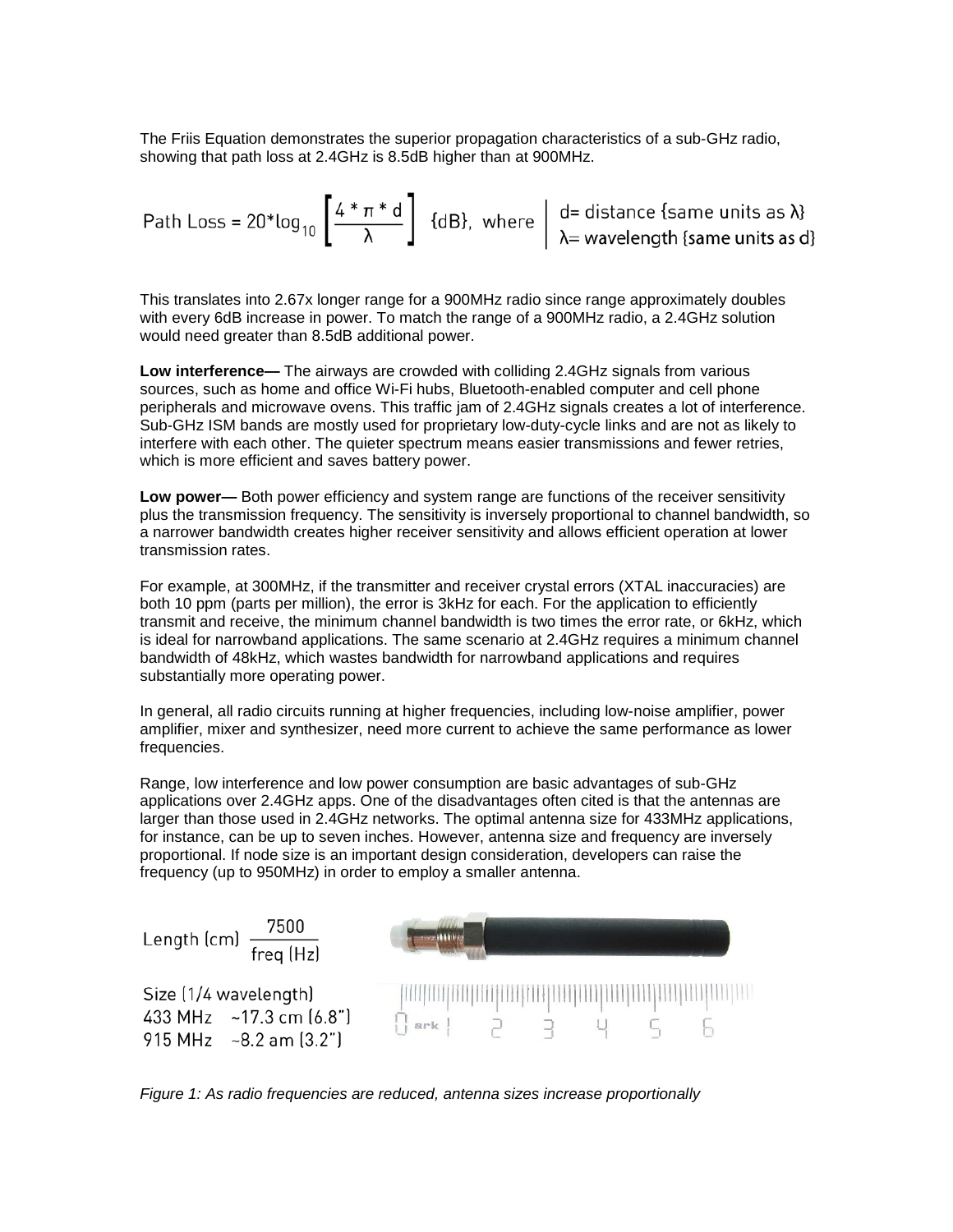The Friis Equation demonstrates the superior propagation characteristics of a sub-GHz radio, showing that path loss at 2.4GHz is 8.5dB higher than at 900MHz.

$$\text{Path Loss} = 20*\log_{10}\left[\frac{4*\pi*d}{\lambda}\right] \text{ \{dB\}, where } \begin{array}{|l} d = \text{distance \{same units as } \lambda\text{\}} \\ \lambda = \text{wavelength \{same units as d\}} \end{array}$$

This translates into 2.67x longer range for a 900MHz radio since range approximately doubles with every 6dB increase in power. To match the range of a 900MHz radio, a 2.4GHz solution would need greater than 8.5dB additional power.

**Low interference—** The airways are crowded with colliding 2.4GHz signals from various sources, such as home and office Wi-Fi hubs, Bluetooth-enabled computer and cell phone peripherals and microwave ovens. This traffic jam of 2.4GHz signals creates a lot of interference. Sub-GHz ISM bands are mostly used for proprietary low-duty-cycle links and are not as likely to interfere with each other. The quieter spectrum means easier transmissions and fewer retries, which is more efficient and saves battery power.

**Low power—** Both power efficiency and system range are functions of the receiver sensitivity plus the transmission frequency. The sensitivity is inversely proportional to channel bandwidth, so a narrower bandwidth creates higher receiver sensitivity and allows efficient operation at lower transmission rates.

For example, at 300MHz, if the transmitter and receiver crystal errors (XTAL inaccuracies) are both 10 ppm (parts per million), the error is 3kHz for each. For the application to efficiently transmit and receive, the minimum channel bandwidth is two times the error rate, or 6kHz, which is ideal for narrowband applications. The same scenario at 2.4GHz requires a minimum channel bandwidth of 48kHz, which wastes bandwidth for narrowband applications and requires substantially more operating power.

In general, all radio circuits running at higher frequencies, including low-noise amplifier, power amplifier, mixer and synthesizer, need more current to achieve the same performance as lower frequencies.

Range, low interference and low power consumption are basic advantages of sub-GHz applications over 2.4GHz apps. One of the disadvantages often cited is that the antennas are larger than those used in 2.4GHz networks. The optimal antenna size for 433MHz applications, for instance, can be up to seven inches. However, antenna size and frequency are inversely proportional. If node size is an important design consideration, developers can raise the frequency (up to 950MHz) in order to employ a smaller antenna.

$$\text{Length (cm)} \ \frac{7500}{\text{freq (Hz)}}$$

Size (1/4 wavelength)
433 MHz ~17.3 cm (6.8")
915 MHz ~8.2 am (3.2")

*Figure 1: As radio frequencies are reduced, antenna sizes increase proportionally*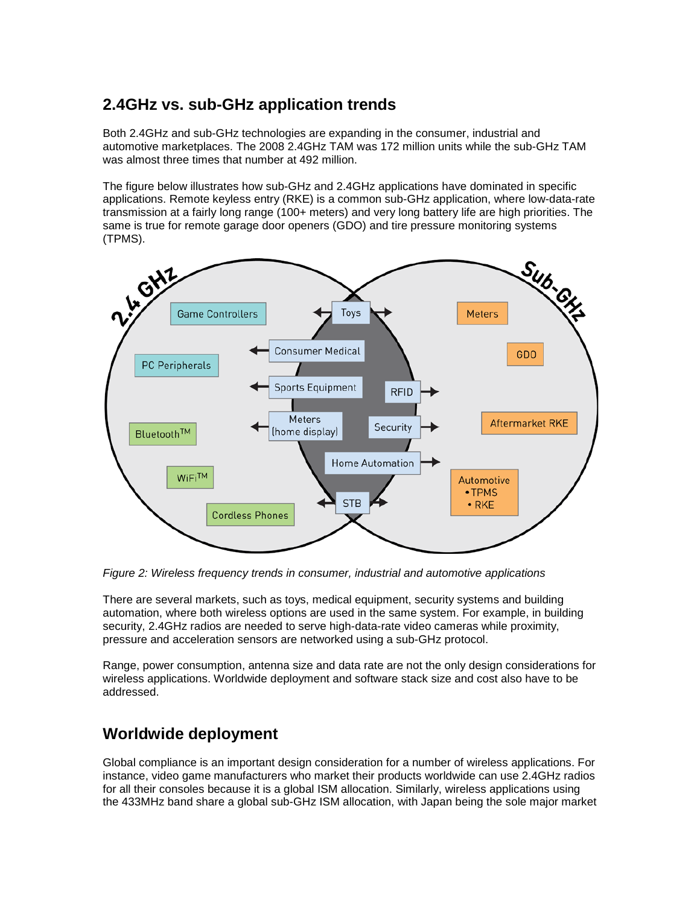## 2.4GHz vs. sub-GHz application trends

Both 2.4GHz and sub-GHz technologies are expanding in the consumer, industrial and automotive marketplaces. The 2008 2.4GHz TAM was 172 million units while the sub-GHz TAM was almost three times that number at 492 million.

The figure below illustrates how sub-GHz and 2.4GHz applications have dominated in specific applications. Remote keyless entry (RKE) is a common sub-GHz application, where low-data-rate transmission at a fairly long range (100+ meters) and very long battery life are high priorities. The same is true for remote garage door openers (GDO) and tire pressure monitoring systems (TPMS).

*Figure 2: Wireless frequency trends in consumer, industrial and automotive applications*

There are several markets, such as toys, medical equipment, security systems and building automation, where both wireless options are used in the same system. For example, in building security, 2.4GHz radios are needed to serve high-data-rate video cameras while proximity, pressure and acceleration sensors are networked using a sub-GHz protocol.

Range, power consumption, antenna size and data rate are not the only design considerations for wireless applications. Worldwide deployment and software stack size and cost also have to be addressed.

## Worldwide deployment

Global compliance is an important design consideration for a number of wireless applications. For instance, video game manufacturers who market their products worldwide can use 2.4GHz radios for all their consoles because it is a global ISM allocation. Similarly, wireless applications using the 433MHz band share a global sub-GHz ISM allocation, with Japan being the sole major market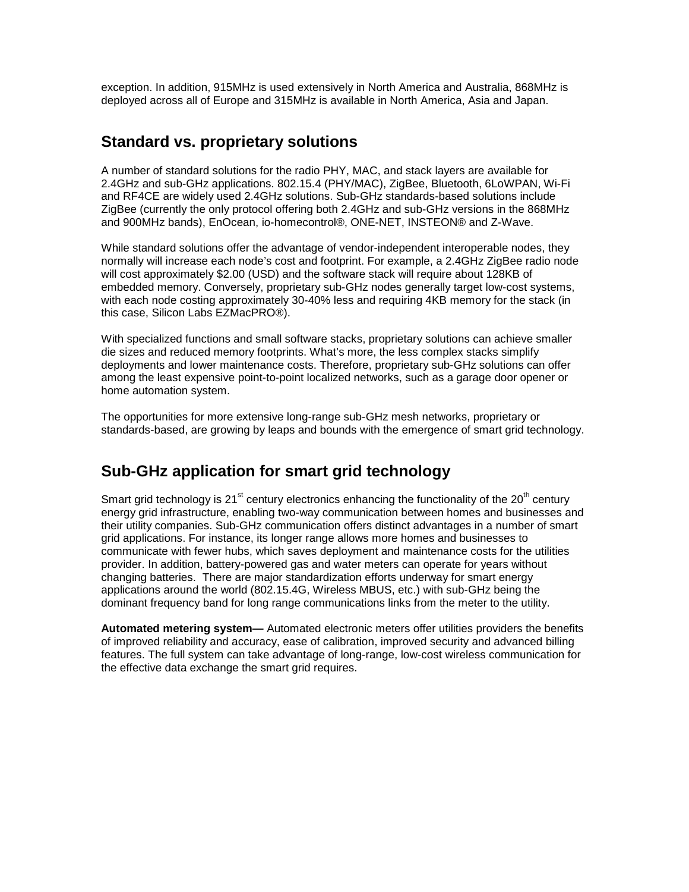exception. In addition, 915MHz is used extensively in North America and Australia, 868MHz is deployed across all of Europe and 315MHz is available in North America, Asia and Japan.

## Standard vs. proprietary solutions

A number of standard solutions for the radio PHY, MAC, and stack layers are available for 2.4GHz and sub-GHz applications. 802.15.4 (PHY/MAC), ZigBee, Bluetooth, 6LoWPAN, Wi-Fi and RF4CE are widely used 2.4GHz solutions. Sub-GHz standards-based solutions include ZigBee (currently the only protocol offering both 2.4GHz and sub-GHz versions in the 868MHz and 900MHz bands), EnOcean, io-homecontrol®, ONE-NET, INSTEON® and Z-Wave.

While standard solutions offer the advantage of vendor-independent interoperable nodes, they normally will increase each node's cost and footprint. For example, a 2.4GHz ZigBee radio node will cost approximately $2.00 (USD) and the software stack will require about 128KB of embedded memory. Conversely, proprietary sub-GHz nodes generally target low-cost systems, with each node costing approximately 30-40% less and requiring 4KB memory for the stack (in this case, Silicon Labs EZMacPRO®).

With specialized functions and small software stacks, proprietary solutions can achieve smaller die sizes and reduced memory footprints. What's more, the less complex stacks simplify deployments and lower maintenance costs. Therefore, proprietary sub-GHz solutions can offer among the least expensive point-to-point localized networks, such as a garage door opener or home automation system.

The opportunities for more extensive long-range sub-GHz mesh networks, proprietary or standards-based, are growing by leaps and bounds with the emergence of smart grid technology.

## Sub-GHz application for smart grid technology

Smart grid technology is 21st century electronics enhancing the functionality of the 20th century energy grid infrastructure, enabling two-way communication between homes and businesses and their utility companies. Sub-GHz communication offers distinct advantages in a number of smart grid applications. For instance, its longer range allows more homes and businesses to communicate with fewer hubs, which saves deployment and maintenance costs for the utilities provider. In addition, battery-powered gas and water meters can operate for years without changing batteries. There are major standardization efforts underway for smart energy applications around the world (802.15.4G, Wireless MBUS, etc.) with sub-GHz being the dominant frequency band for long range communications links from the meter to the utility.

**Automated metering system—** Automated electronic meters offer utilities providers the benefits of improved reliability and accuracy, ease of calibration, improved security and advanced billing features. The full system can take advantage of long-range, low-cost wireless communication for the effective data exchange the smart grid requires.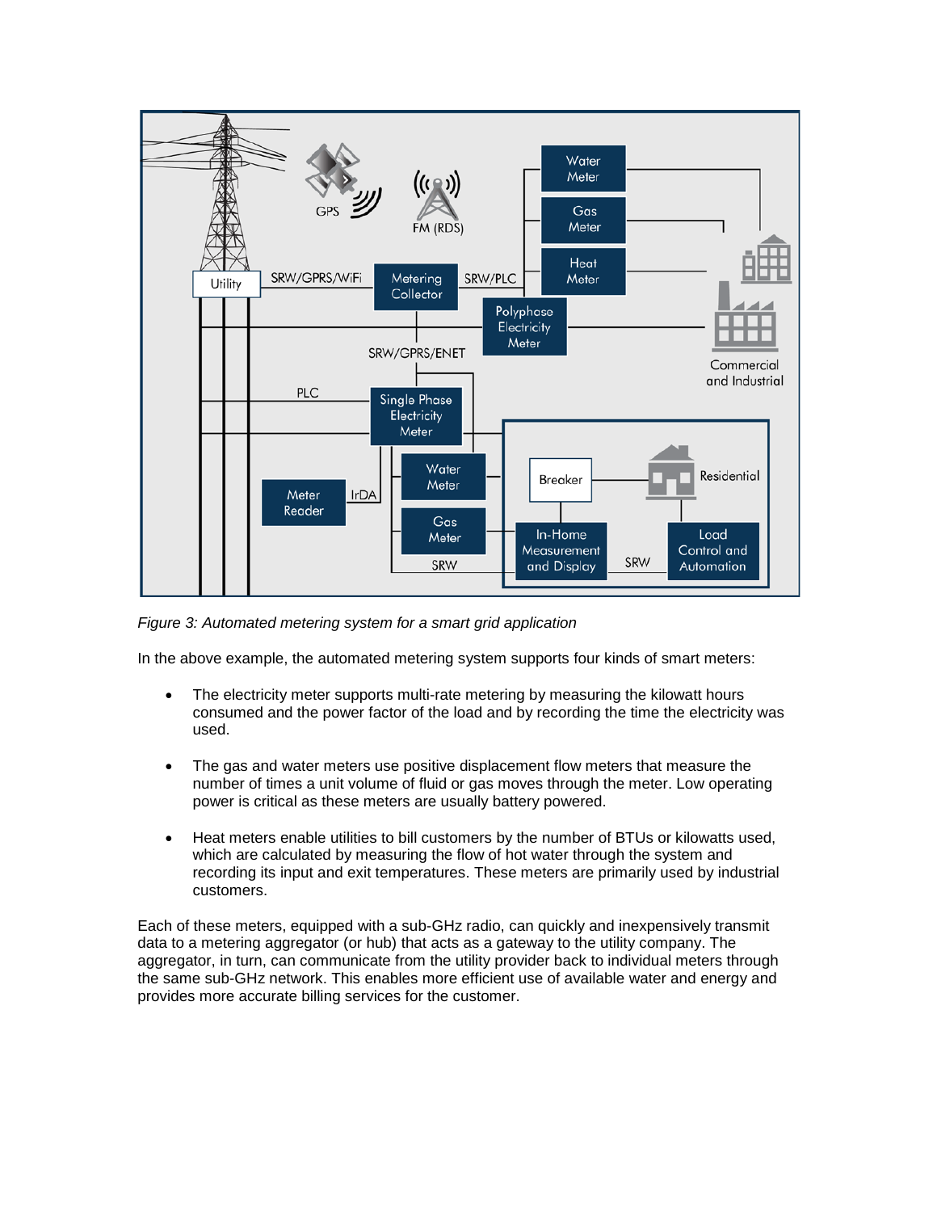*Figure 3: Automated metering system for a smart grid application*

In the above example, the automated metering system supports four kinds of smart meters:

- The electricity meter supports multi-rate metering by measuring the kilowatt hours consumed and the power factor of the load and by recording the time the electricity was used.
- The gas and water meters use positive displacement flow meters that measure the number of times a unit volume of fluid or gas moves through the meter. Low operating power is critical as these meters are usually battery powered.
- Heat meters enable utilities to bill customers by the number of BTUs or kilowatts used, which are calculated by measuring the flow of hot water through the system and recording its input and exit temperatures. These meters are primarily used by industrial customers.

Each of these meters, equipped with a sub-GHz radio, can quickly and inexpensively transmit data to a metering aggregator (or hub) that acts as a gateway to the utility company. The aggregator, in turn, can communicate from the utility provider back to individual meters through the same sub-GHz network. This enables more efficient use of available water and energy and provides more accurate billing services for the customer.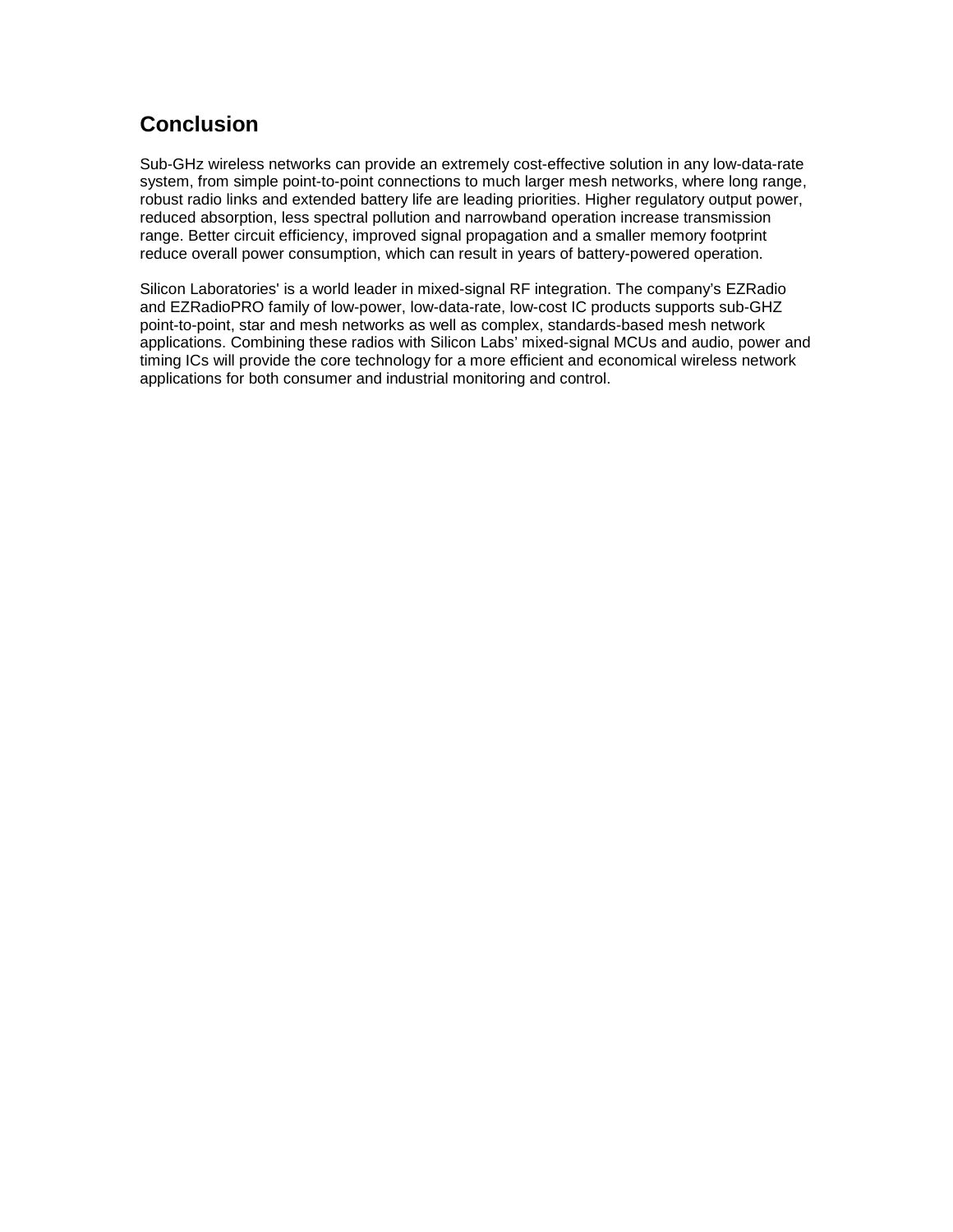## Conclusion

Sub-GHz wireless networks can provide an extremely cost-effective solution in any low-data-rate system, from simple point-to-point connections to much larger mesh networks, where long range, robust radio links and extended battery life are leading priorities. Higher regulatory output power, reduced absorption, less spectral pollution and narrowband operation increase transmission range. Better circuit efficiency, improved signal propagation and a smaller memory footprint reduce overall power consumption, which can result in years of battery-powered operation.

Silicon Laboratories' is a world leader in mixed-signal RF integration. The company's EZRadio and EZRadioPRO family of low-power, low-data-rate, low-cost IC products supports sub-GHZ point-to-point, star and mesh networks as well as complex, standards-based mesh network applications. Combining these radios with Silicon Labs' mixed-signal MCUs and audio, power and timing ICs will provide the core technology for a more efficient and economical wireless network applications for both consumer and industrial monitoring and control.